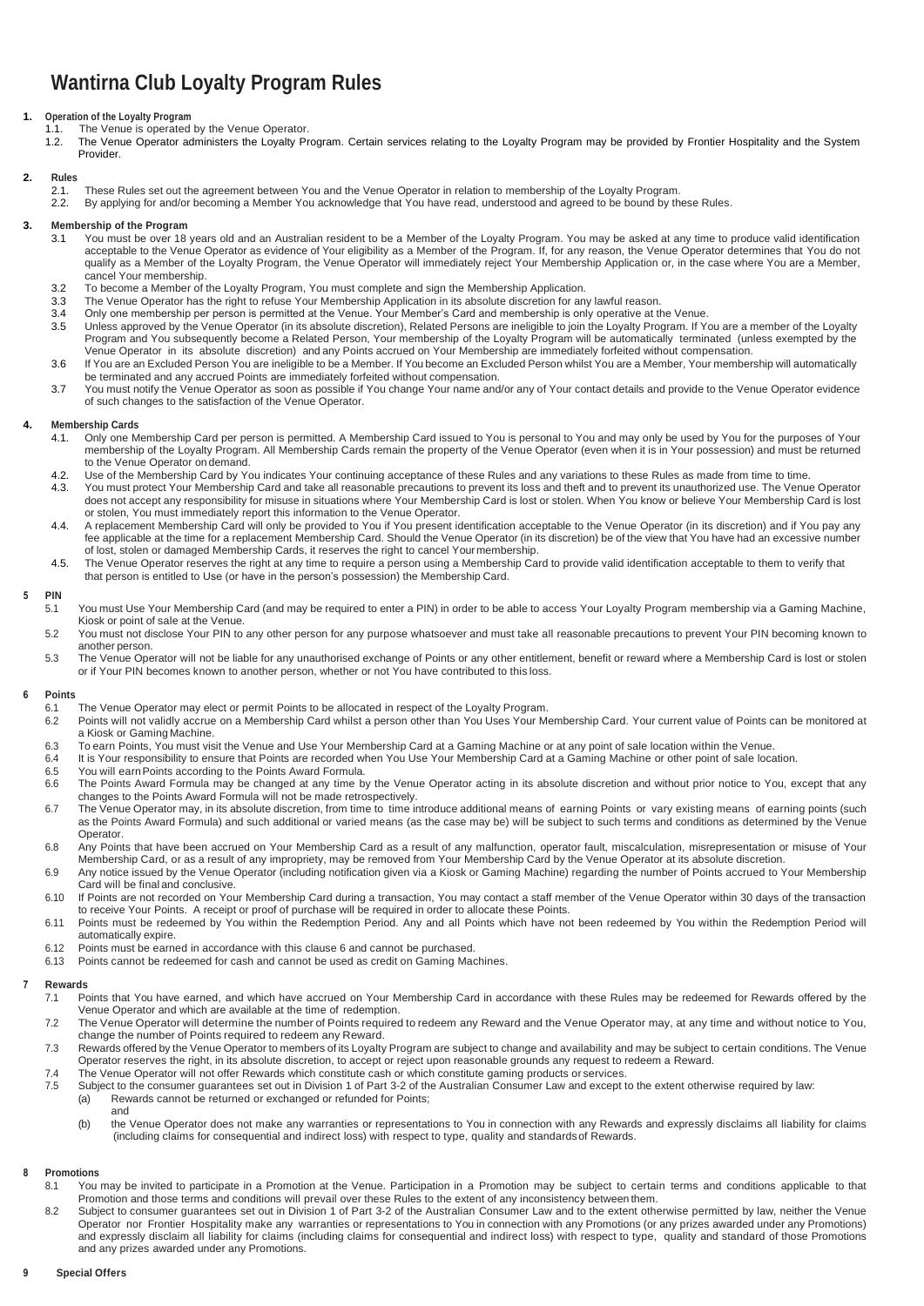# Wantirna Club Loyalty Program Rules

**1. Operation of the Loyalty Program**

1.1. The Venue is operated by the Venue Operator.

1.2. The Venue Operator administers the Loyalty Program. Certain services relating to the Loyalty Program may be provided by Frontier Hospitality and the System Provider.

**2. Rules**

2.1. These Rules set out the agreement between You and the Venue Operator in relation to membership of the Loyalty Program.

2.2. By applying for and/or becoming a Member You acknowledge that You have read, understood and agreed to be bound by these Rules.

**3. Membership of the Program**

3.1 You must be over 18 years old and an Australian resident to be a Member of the Loyalty Program. You may be asked at any time to produce valid identification acceptable to the Venue Operator as evidence of Your eligibility as a Member of the Program. If, for any reason, the Venue Operator determines that You do not qualify as a Member of the Loyalty Program, the Venue Operator will immediately reject Your Membership Application or, in the case where You are a Member, cancel Your membership.

3.2 To become a Member of the Loyalty Program, You must complete and sign the Membership Application.

3.3 The Venue Operator has the right to refuse Your Membership Application in its absolute discretion for any lawful reason.

3.4 Only one membership per person is permitted at the Venue. Your Member's Card and membership is only operative at the Venue.

3.5 Unless approved by the Venue Operator (in its absolute discretion), Related Persons are ineligible to join the Loyalty Program. If You are a member of the Loyalty Program and You subsequently become a Related Person, Your membership of the Loyalty Program will be automatically terminated (unless exempted by the Venue Operator in its absolute discretion) and any Points accrued on Your Membership are immediately forfeited without compensation.

3.6 If You are an Excluded Person You are ineligible to be a Member. If You become an Excluded Person whilst You are a Member, Your membership will automatically be terminated and any accrued Points are immediately forfeited without compensation.

3.7 You must notify the Venue Operator as soon as possible if You change Your name and/or any of Your contact details and provide to the Venue Operator evidence of such changes to the satisfaction of the Venue Operator.

**4. Membership Cards**

4.1. Only one Membership Card per person is permitted. A Membership Card issued to You is personal to You and may only be used by You for the purposes of Your membership of the Loyalty Program. All Membership Cards remain the property of the Venue Operator (even when it is in Your possession) and must be returned to the Venue Operator on demand.

4.2. Use of the Membership Card by You indicates Your continuing acceptance of these Rules and any variations to these Rules as made from time to time.

4.3. You must protect Your Membership Card and take all reasonable precautions to prevent its loss and theft and to prevent its unauthorized use. The Venue Operator does not accept any responsibility for misuse in situations where Your Membership Card is lost or stolen. When You know or believe Your Membership Card is lost or stolen, You must immediately report this information to the Venue Operator.

4.4. A replacement Membership Card will only be provided to You if You present identification acceptable to the Venue Operator (in its discretion) and if You pay any fee applicable at the time for a replacement Membership Card. Should the Venue Operator (in its discretion) be of the view that You have had an excessive number of lost, stolen or damaged Membership Cards, it reserves the right to cancel Your membership.

4.5. The Venue Operator reserves the right at any time to require a person using a Membership Card to provide valid identification acceptable to them to verify that that person is entitled to Use (or have in the person's possession) the Membership Card.

**5 PIN**

5.1 You must Use Your Membership Card (and may be required to enter a PIN) in order to be able to access Your Loyalty Program membership via a Gaming Machine, Kiosk or point of sale at the Venue.

5.2 You must not disclose Your PIN to any other person for any purpose whatsoever and must take all reasonable precautions to prevent Your PIN becoming known to another person.

5.3 The Venue Operator will not be liable for any unauthorised exchange of Points or any other entitlement, benefit or reward where a Membership Card is lost or stolen or if Your PIN becomes known to another person, whether or not You have contributed to this loss.

**6 Points**

6.1 The Venue Operator may elect or permit Points to be allocated in respect of the Loyalty Program.

6.2 Points will not validly accrue on a Membership Card whilst a person other than You Uses Your Membership Card. Your current value of Points can be monitored at a Kiosk or Gaming Machine.

6.3 To earn Points, You must visit the Venue and Use Your Membership Card at a Gaming Machine or at any point of sale location within the Venue.

6.4 It is Your responsibility to ensure that Points are recorded when You Use Your Membership Card at a Gaming Machine or other point of sale location.

6.5 You will earn Points according to the Points Award Formula.

6.6 The Points Award Formula may be changed at any time by the Venue Operator acting in its absolute discretion and without prior notice to You, except that any changes to the Points Award Formula will not be made retrospectively.

6.7 The Venue Operator may, in its absolute discretion, from time to time introduce additional means of earning Points or vary existing means of earning points (such as the Points Award Formula) and such additional or varied means (as the case may be) will be subject to such terms and conditions as determined by the Venue Operator.

6.8 Any Points that have been accrued on Your Membership Card as a result of any malfunction, operator fault, miscalculation, misrepresentation or misuse of Your Membership Card, or as a result of any impropriety, may be removed from Your Membership Card by the Venue Operator at its absolute discretion.

6.9 Any notice issued by the Venue Operator (including notification given via a Kiosk or Gaming Machine) regarding the number of Points accrued to Your Membership Card will be final and conclusive.

6.10 If Points are not recorded on Your Membership Card during a transaction, You may contact a staff member of the Venue Operator within 30 days of the transaction to receive Your Points. A receipt or proof of purchase will be required in order to allocate these Points.

6.11 Points must be redeemed by You within the Redemption Period. Any and all Points which have not been redeemed by You within the Redemption Period will automatically expire.

6.12 Points must be earned in accordance with this clause 6 and cannot be purchased.

6.13 Points cannot be redeemed for cash and cannot be used as credit on Gaming Machines.

**7 Rewards**

7.1 Points that You have earned, and which have accrued on Your Membership Card in accordance with these Rules may be redeemed for Rewards offered by the Venue Operator and which are available at the time of redemption.

7.2 The Venue Operator will determine the number of Points required to redeem any Reward and the Venue Operator may, at any time and without notice to You, change the number of Points required to redeem any Reward.

7.3 Rewards offered by the Venue Operator to members of its Loyalty Program are subject to change and availability and may be subject to certain conditions. The Venue Operator reserves the right, in its absolute discretion, to accept or reject upon reasonable grounds any request to redeem a Reward.

7.4 The Venue Operator will not offer Rewards which constitute cash or which constitute gaming products or services.

7.5 Subject to the consumer guarantees set out in Division 1 of Part 3-2 of the Australian Consumer Law and except to the extent otherwise required by law:

(a) Rewards cannot be returned or exchanged or refunded for Points; and

(b) the Venue Operator does not make any warranties or representations to You in connection with any Rewards and expressly disclaims all liability for claims (including claims for consequential and indirect loss) with respect to type, quality and standards of Rewards.

**8 Promotions**

8.1 You may be invited to participate in a Promotion at the Venue. Participation in a Promotion may be subject to certain terms and conditions applicable to that Promotion and those terms and conditions will prevail over these Rules to the extent of any inconsistency between them.

8.2 Subject to consumer guarantees set out in Division 1 of Part 3-2 of the Australian Consumer Law and to the extent otherwise permitted by law, neither the Venue Operator nor Frontier Hospitality make any warranties or representations to You in connection with any Promotions (or any prizes awarded under any Promotions) and expressly disclaim all liability for claims (including claims for consequential and indirect loss) with respect to type, quality and standard of those Promotions and any prizes awarded under any Promotions.

**9 Special Offers**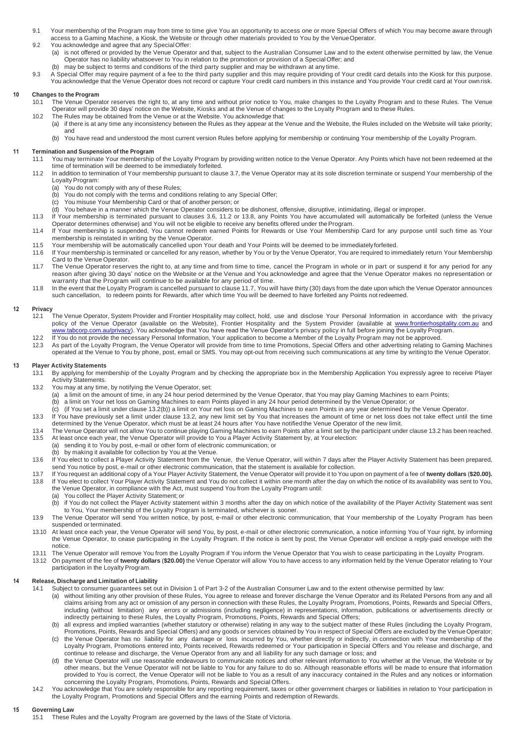9.1 Your membership of the Program may from time to time give You an opportunity to access one or more Special Offers of which You may become aware through access to a Gaming Machine, a Kiosk, the Website or through other materials provided to You by the Venue Operator.

9.2 You acknowledge and agree that any Special Offer:

(a) is not offered or provided by the Venue Operator and that, subject to the Australian Consumer Law and to the extent otherwise permitted by law, the Venue Operator has no liability whatsoever to You in relation to the promotion or provision of a Special Offer; and

(b) may be subject to terms and conditions of the third party supplier and may be withdrawn at any time.

9.3 A Special Offer may require payment of a fee to the third party supplier and this may require providing of Your credit card details into the Kiosk for this purpose. You acknowledge that the Venue Operator does not record or capture Your credit card numbers in this instance and You provide Your credit card at Your own risk.

## 10 Changes to the Program

10.1 The Venue Operator reserves the right to, at any time and without prior notice to You, make changes to the Loyalty Program and to these Rules. The Venue Operator will provide 30 days' notice on the Website, Kiosks and at the Venue of changes to the Loyalty Program and to these Rules.

10.2 The Rules may be obtained from the Venue or at the Website. You acknowledge that:

(a) if there is at any time any inconsistency between the Rules as they appear at the Venue and the Website, the Rules included on the Website will take priority; and

(b) You have read and understood the most current version Rules before applying for membership or continuing Your membership of the Loyalty Program.

## 11 Termination and Suspension of the Program

11.1 You may terminate Your membership of the Loyalty Program by providing written notice to the Venue Operator. Any Points which have not been redeemed at the time of termination will be deemed to be immediately forfeited.

11.2 In addition to termination of Your membership pursuant to clause 3.7, the Venue Operator may at its sole discretion terminate or suspend Your membership of the Loyalty Program:

(a) You do not comply with any of these Rules;

(b) You do not comply with the terms and conditions relating to any Special Offer;

(c) You misuse Your Membership Card or that of another person; or

(d) You behave in a manner which the Venue Operator considers to be dishonest, offensive, disruptive, intimidating, illegal or improper.

11.3 If Your membership is terminated pursuant to clauses 3.6, 11.2 or 13.8, any Points You have accumulated will automatically be forfeited (unless the Venue Operator determines otherwise) and You will not be eligible to receive any benefits offered under the Program.

11.4 If Your membership is suspended, You cannot redeem earned Points for Rewards or Use Your Membership Card for any purpose until such time as Your membership is reinstated in writing by the Venue Operator.

11.5 Your membership will be automatically cancelled upon Your death and Your Points will be deemed to be immediately forfeited.

11.6 If Your membership is terminated or cancelled for any reason, whether by You or by the Venue Operator, You are required to immediately return Your Membership Card to the Venue Operator.

11.7 The Venue Operator reserves the right to, at any time and from time to time, cancel the Program in whole or in part or suspend it for any period for any reason after giving 30 days' notice on the Website or at the Venue and You acknowledge and agree that the Venue Operator makes no representation or warranty that the Program will continue to be available for any period of time.

11.8 In the event that the Loyalty Program is cancelled pursuant to clause 11.7, You will have thirty (30) days from the date upon which the Venue Operator announces such cancellation, to redeem points for Rewards, after which time You will be deemed to have forfeited any Points not redeemed.

## 12 Privacy

12.1 The Venue Operator, System Provider and Frontier Hospitality may collect, hold, use and disclose Your Personal Information in accordance with the privacy policy of the Venue Operator (available on the Website), Frontier Hospitality and the System Provider (available at www.frontierhospitality.com.au and www.tabcorp.com.au/privacy). You acknowledge that You have read the Venue Operator's privacy policy in full before joining the Loyalty Program.

12.2 If You do not provide the necessary Personal Information, Your application to become a Member of the Loyalty Program may not be approved.

12.3 As part of the Loyalty Program, the Venue Operator will provide from time to time Promotions, Special Offers and other advertising relating to Gaming Machines operated at the Venue to You by phone, post, email or SMS. You may opt-out from receiving such communications at any time by writing to the Venue Operator.

## 13 Player Activity Statements

13.1 By applying for membership of the Loyalty Program and by checking the appropriate box in the Membership Application You expressly agree to receive Player Activity Statements.

13.2 You may at any time, by notifying the Venue Operator, set:

(a) a limit on the amount of time, in any 24 hour period determined by the Venue Operator, that You may play Gaming Machines to earn Points;

(b) a limit on Your net loss on Gaming Machines to earn Points played in any 24 hour period determined by the Venue Operator; or

(c) (if You set a limit under clause 13.2(b)) a limit on Your net loss on Gaming Machines to earn Points in any year determined by the Venue Operator.

13.3 If You have previously set a limit under clause 13.2, any new limit set by You that increases the amount of time or net loss does not take effect until the time determined by the Venue Operator, which must be at least 24 hours after You have notified the Venue Operator of the new limit.

13.4 The Venue Operator will not allow You to continue playing Gaming Machines to earn Points after a limit set by the participant under clause 13.2 has been reached.

13.5 At least once each year, the Venue Operator will provide to You a Player Activity Statement by, at Your election:

(a) sending it to You by post, e-mail or other form of electronic communication; or

(b) by making it available for collection by You at the Venue.

13.6 If You elect to collect a Player Activity Statement from the Venue, the Venue Operator, will within 7 days after the Player Activity Statement has been prepared, send You notice by post, e-mail or other electronic communication, that the statement is available for collection.

13.7 If You request an additional copy of a Your Player Activity Statement, the Venue Operator will provide it to You upon on payment of a fee of **twenty dollars** (**$20.00).**

13.8 If You elect to collect Your Player Activity Statement and You do not collect it within one month after the day on which the notice of its availability was sent to You, the Venue Operator, in compliance with the Act, must suspend You from the Loyalty Program until:

(a) You collect the Player Activity Statement; or

(b) if You do not collect the Player Activity statement within 3 months after the day on which notice of the availability of the Player Activity Statement was sent to You, Your membership of the Loyalty Program is terminated, whichever is sooner.

13.9 The Venue Operator will send You written notice, by post, e-mail or other electronic communication, that Your membership of the Loyalty Program has been suspended or terminated.

13.10 At least once each year, the Venue Operator will send You, by post, e-mail or other electronic communication, a notice informing You of Your right, by informing the Venue Operator, to cease participating in the Loyalty Program. If the notice is sent by post, the Venue Operator will enclose a reply-paid envelope with the notice.

13.11 The Venue Operator will remove You from the Loyalty Program if You inform the Venue Operator that You wish to cease participating in the Loyalty Program.

13.12 On payment of the fee of **twenty dollars** (**$20.00)** the Venue Operator will allow You to have access to any information held by the Venue Operator relating to Your participation in the Loyalty Program.

## 14 Release, Discharge and Limitation of Liability

14.1 Subject to consumer guarantees set out in Division 1 of Part 3-2 of the Australian Consumer Law and to the extent otherwise permitted by law:

(a) without limiting any other provision of these Rules, You agree to release and forever discharge the Venue Operator and its Related Persons from any and all claims arising from any act or omission of any person in connection with these Rules, the Loyalty Program, Promotions, Points, Rewards and Special Offers, including (without limitation) any errors or admissions (including negligence) in representations, information, publications or advertisements directly or indirectly pertaining to these Rules, the Loyalty Program, Promotions, Points, Rewards and Special Offers;

(b) all express and implied warranties (whether statutory or otherwise) relating in any way to the subject matter of these Rules (including the Loyalty Program, Promotions, Points, Rewards and Special Offers) and any goods or services obtained by You in respect of Special Offers are excluded by the Venue Operator;

(c) the Venue Operator has no liability for any damage or loss incurred by You, whether directly or indirectly, in connection with Your membership of the Loyalty Program, Promotions entered into, Points received, Rewards redeemed or Your participation in Special Offers and You release and discharge, and continue to release and discharge, the Venue Operator from any and all liability for any such damage or loss; and

(d) the Venue Operator will use reasonable endeavours to communicate notices and other relevant information to You whether at the Venue, the Website or by other means, but the Venue Operator will not be liable to You for any failure to do so. Although reasonable efforts will be made to ensure that information provided to You is correct, the Venue Operator will not be liable to You as a result of any inaccuracy contained in the Rules and any notices or information concerning the Loyalty Program, Promotions, Points, Rewards and Special Offers.

14.2 You acknowledge that You are solely responsible for any reporting requirement, taxes or other government charges or liabilities in relation to Your participation in the Loyalty Program, Promotions and Special Offers and the earning Points and redemption of Rewards.

## 15 Governing Law

15.1 These Rules and the Loyalty Program are governed by the laws of the State of Victoria.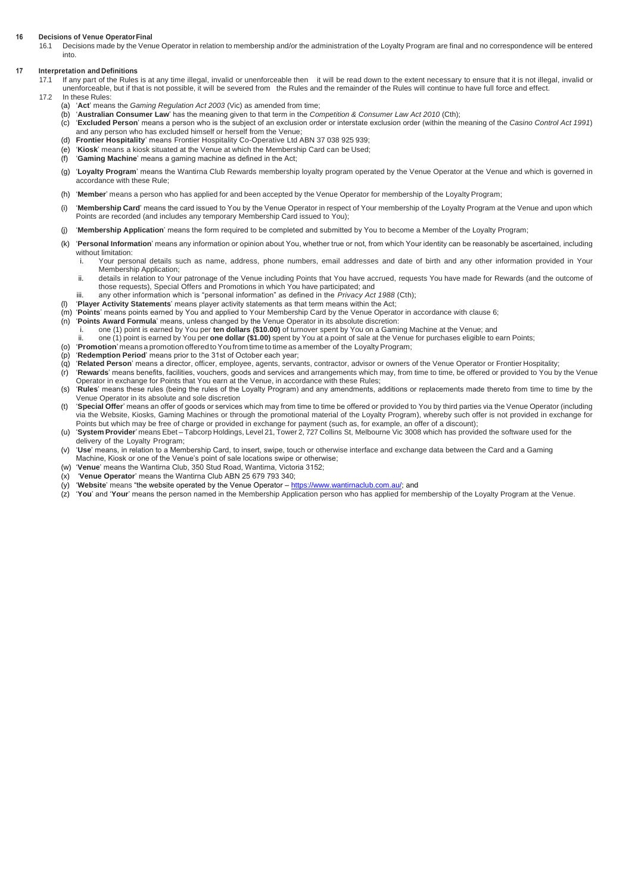## 16 Decisions of Venue Operator Final

16.1 Decisions made by the Venue Operator in relation to membership and/or the administration of the Loyalty Program are final and no correspondence will be entered into.

## 17 Interpretation and Definitions

17.1 If any part of the Rules is at any time illegal, invalid or unenforceable then it will be read down to the extent necessary to ensure that it is not illegal, invalid or unenforceable, but if that is not possible, it will be severed from the Rules and the remainder of the Rules will continue to have full force and effect.

17.2 In these Rules:

(a) '**Act**' means the *Gaming Regulation Act 2003* (Vic) as amended from time;

(b) '**Australian Consumer Law**' has the meaning given to that term in the *Competition & Consumer Law Act 2010* (Cth);

(c) '**Excluded Person**' means a person who is the subject of an exclusion order or interstate exclusion order (within the meaning of the *Casino Control Act 1991*) and any person who has excluded himself or herself from the Venue;

(d) **Frontier Hospitality**' means Frontier Hospitality Co-Operative Ltd ABN 37 038 925 939;

(e) '**Kiosk**' means a kiosk situated at the Venue at which the Membership Card can be Used;

(f) '**Gaming Machine**' means a gaming machine as defined in the Act;

(g) '**Loyalty Program**' means the Wantirna Club Rewards membership loyalty program operated by the Venue Operator at the Venue and which is governed in accordance with these Rule;

(h) '**Member**' means a person who has applied for and been accepted by the Venue Operator for membership of the Loyalty Program;

(i) '**Membership Card**' means the card issued to You by the Venue Operator in respect of Your membership of the Loyalty Program at the Venue and upon which Points are recorded (and includes any temporary Membership Card issued to You);

(j) '**Membership Application**' means the form required to be completed and submitted by You to become a Member of the Loyalty Program;

(k) '**Personal Information**' means any information or opinion about You, whether true or not, from which Your identity can be reasonably be ascertained, including without limitation:

  i. Your personal details such as name, address, phone numbers, email addresses and date of birth and any other information provided in Your Membership Application;

  ii. details in relation to Your patronage of the Venue including Points that You have accrued, requests You have made for Rewards (and the outcome of those requests), Special Offers and Promotions in which You have participated; and

  iii. any other information which is "personal information" as defined in the *Privacy Act 1988* (Cth);

(l) '**Player Activity Statements**' means player activity statements as that term means within the Act;

(m) '**Points**' means points earned by You and applied to Your Membership Card by the Venue Operator in accordance with clause 6;

(n) '**Points Award Formula**' means, unless changed by the Venue Operator in its absolute discretion:

  i. one (1) point is earned by You per **ten dollars ($10.00)** of turnover spent by You on a Gaming Machine at the Venue; and

  ii. one (1) point is earned by You per **one dollar ($1.00)** spent by You at a point of sale at the Venue for purchases eligible to earn Points;

(o) '**Promotion**' means a promotion offered to You from time to time as a member of the Loyalty Program;

(p) '**Redemption Period**' means prior to the 31st of October each year;

(q) '**Related Person**' means a director, officer, employee, agents, servants, contractor, advisor or owners of the Venue Operator or Frontier Hospitality;

(r) '**Rewards**' means benefits, facilities, vouchers, goods and services and arrangements which may, from time to time, be offered or provided to You by the Venue Operator in exchange for Points that You earn at the Venue, in accordance with these Rules;

(s) '**Rules**' means these rules (being the rules of the Loyalty Program) and any amendments, additions or replacements made thereto from time to time by the Venue Operator in its absolute and sole discretion

(t) '**Special Offer**' means an offer of goods or services which may from time to time be offered or provided to You by third parties via the Venue Operator (including via the Website, Kiosks, Gaming Machines or through the promotional material of the Loyalty Program), whereby such offer is not provided in exchange for Points but which may be free of charge or provided in exchange for payment (such as, for example, an offer of a discount);

(u) '**System Provider**' means Ebet – Tabcorp Holdings, Level 21, Tower 2, 727 Collins St, Melbourne Vic 3008 which has provided the software used for the delivery of the Loyalty Program;

(v) '**Use**' means, in relation to a Membership Card, to insert, swipe, touch or otherwise interface and exchange data between the Card and a Gaming Machine, Kiosk or one of the Venue's point of sale locations swipe or otherwise;

(w) '**Venue**' means the Wantirna Club, 350 Stud Road, Wantirna, Victoria 3152;

(x) '**Venue Operator**' means the Wantirna Club ABN 25 679 793 340;

(y) '**Website**' means "the website operated by the Venue Operator – https://www.wantirnaclub.com.au/; and

(z) '**You**' and '**Your**' means the person named in the Membership Application person who has applied for membership of the Loyalty Program at the Venue.